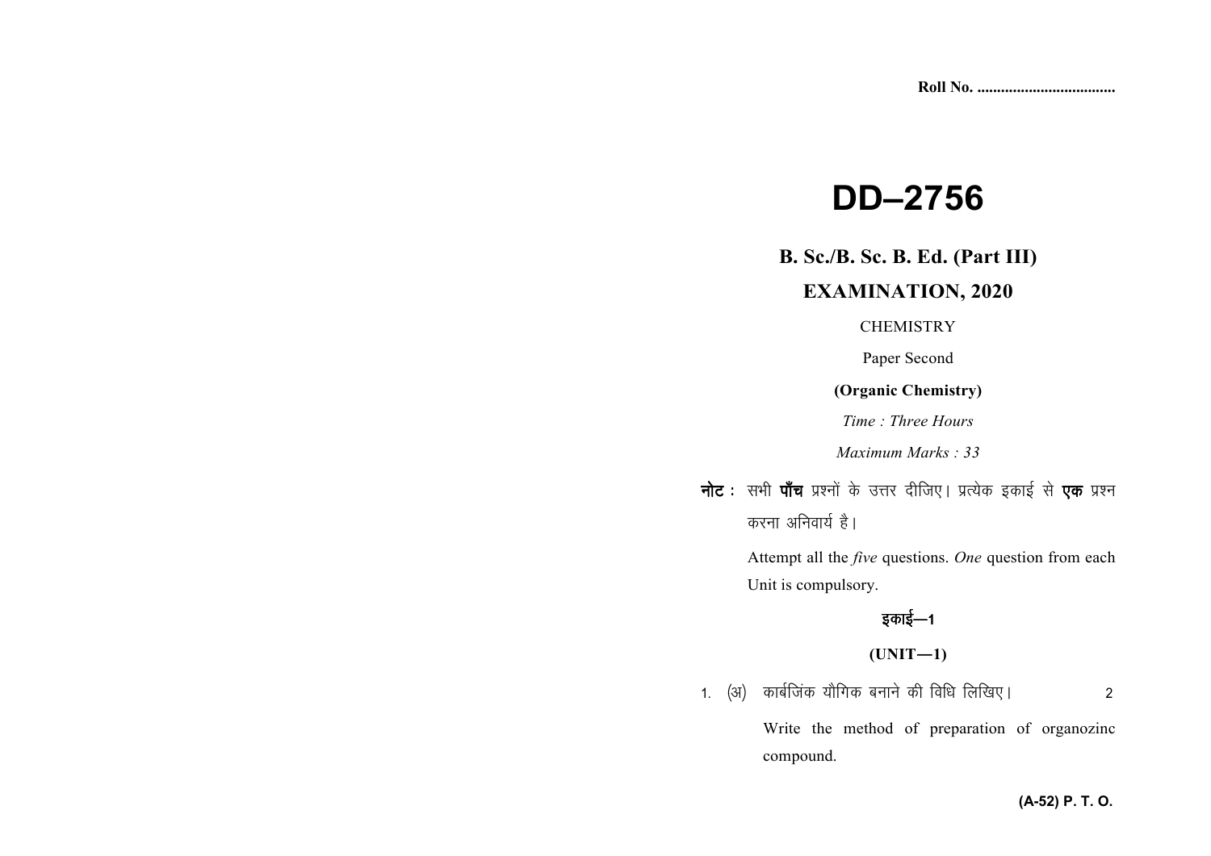Roll No. ..................................

# DD–2756

## B. Sc./B. Sc. B. Ed. (Part III)

## EXAMINATION, 2020

CHEMISTRY

Paper Second

**(Organic Chemistry)**

*Time : Three Hours*

*Maximum Marks : 33*

**नोट :** सभी **पाँच** प्रश्नों के उत्तर दीजिए। प्रत्येक इकाई से **एक** प्रश्न करना अनिवार्य है।

Attempt all the *five* questions. *One* question from each Unit is compulsory.

### इकाई—1

### (UNIT—1)

1\. (अ) कार्बजिंक यौगिक बनाने की विधि लिखिए। 2

Write the method of preparation of organozinc compound.

(A-52) P. T. O.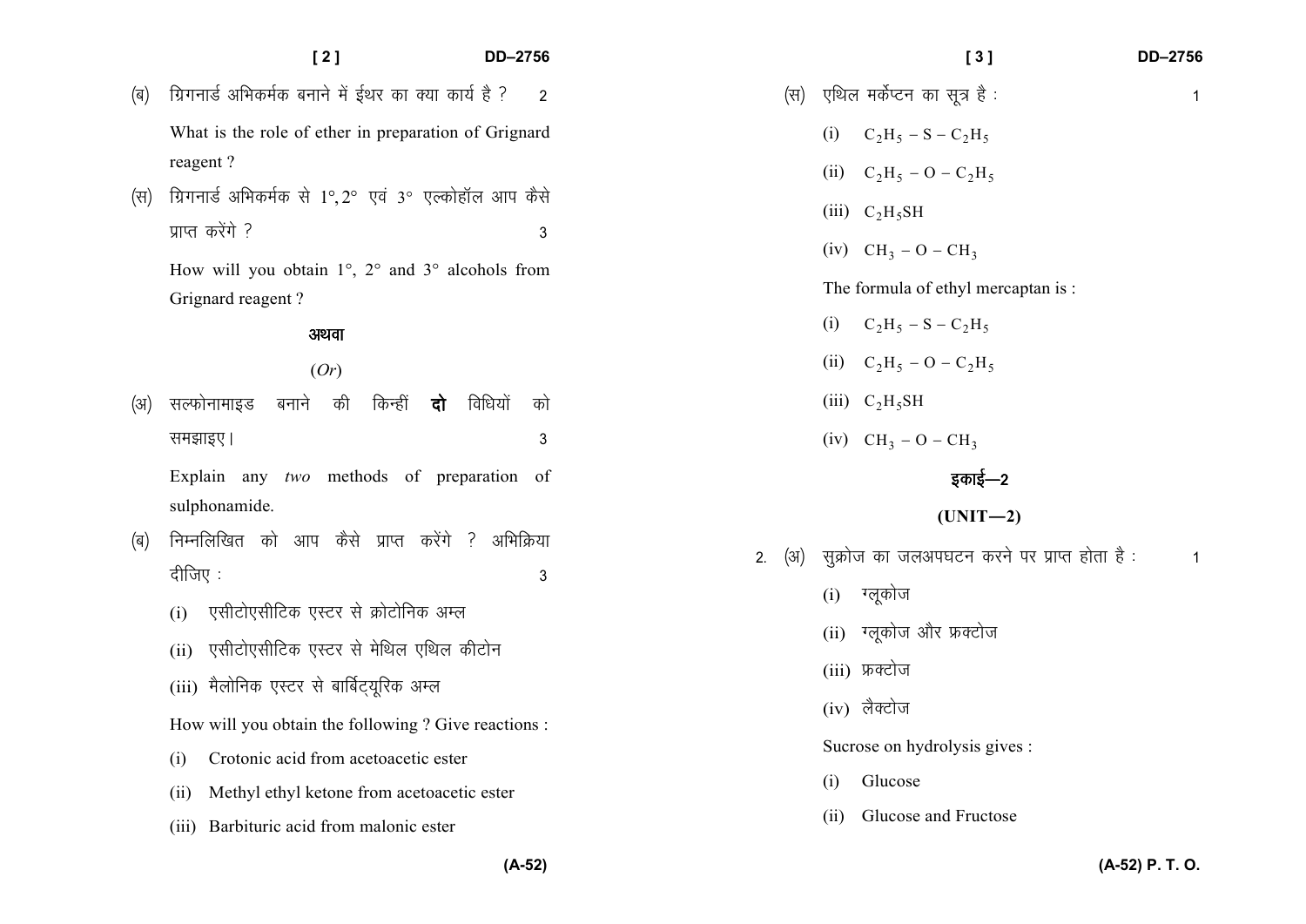(ब) ग्रिगनार्ड अभिकर्मक बनाने में ईथर का क्या कार्य है ? 2

What is the role of ether in preparation of Grignard reagent ?

(स) ग्रिगनार्ड अभिकर्मक से $1°, 2°$ एवं $3°$ एल्कोहॉल आप कैसे प्राप्त करेंगे ? 3

How will you obtain $1°$, $2°$ and $3°$ alcohols from Grignard reagent ?

अथवा

(*Or*)

(अ) सल्फोनामाइड बनाने की किन्हीं **दो** विधियों को समझाइए। 3

Explain any *two* methods of preparation of sulphonamide.

(ब) निम्नलिखित को आप कैसे प्राप्त करेंगे ? अभिक्रिया दीजिए : 3

(i) एसीटोएसीटिक एस्टर से क्रोटोनिक अम्ल

(ii) एसीटोएसीटिक एस्टर से मेथिल एथिल कीटोन

(iii) मैलोनिक एस्टर से बार्बिट्यूरिक अम्ल

How will you obtain the following ? Give reactions :

(i) Crotonic acid from acetoacetic ester

(ii) Methyl ethyl ketone from acetoacetic ester

(iii) Barbituric acid from malonic ester

(स) एथिल मर्केप्टन का सूत्र है : 1

(i) $C_2H_5 - S - C_2H_5$

(ii) $C_2H_5 - O - C_2H_5$

(iii) $C_2H_5SH$

(iv) $CH_3 - O - CH_3$

The formula of ethyl mercaptan is :

(i) $C_2H_5 - S - C_2H_5$

(ii) $C_2H_5 - O - C_2H_5$

(iii) $C_2H_5SH$

(iv) $CH_3 - O - CH_3$

## इकाई—2

## (UNIT—2)

2. (अ) सुक्रोज का जलअपघटन करने पर प्राप्त होता है : 1

(i) ग्लूकोज

(ii) ग्लूकोज और फ्रक्टोज

(iii) फ्रक्टोज

(iv) लैक्टोज

Sucrose on hydrolysis gives :

(i) Glucose

(ii) Glucose and Fructose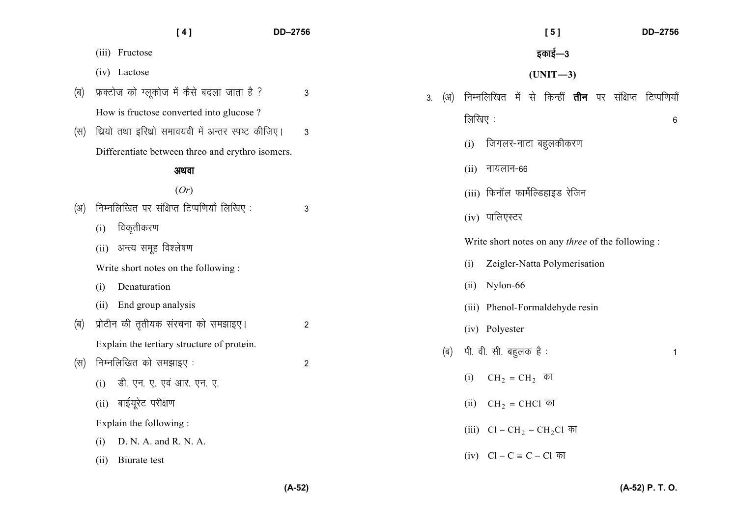(iii) Fructose

(iv) Lactose

(ब) फ्रक्टोज को ग्लूकोज में कैसे बदला जाता है ? 3

How is fructose converted into glucose ?

(स) थ्रियो तथा इरिथ्रो समावयवी में अन्तर स्पष्ट कीजिए। 3

Differentiate between threo and erythro isomers.

**अथवा**

(*Or*)

(अ) निम्नलिखित पर संक्षिप्त टिप्पणियाँ लिखिए : 3

(i) विकृतीकरण

(ii) अन्त्य समूह विश्लेषण

Write short notes on the following :

(i) Denaturation

(ii) End group analysis

(ब) प्रोटीन की तृतीयक संरचना को समझाइए। 2

Explain the tertiary structure of protein.

(स) निम्नलिखित को समझाइए : 2

(i) डी. एन. ए. एवं आर. एन. ए.

(ii) बाईयूरेट परीक्षण

Explain the following :

(i) D. N. A. and R. N. A.

(ii) Biurate test

## इकाई—3

## (UNIT—3)

3\. (अ) निम्नलिखित में से किन्हीं **तीन** पर संक्षिप्त टिप्पणियाँ लिखिए : 6

(i) जिगलर-नाटा बहुलकीकरण

(ii) नायलान-66

(iii) फिनॉल फार्मेल्डिहाइड रेजिन

(iv) पालिएस्टर

Write short notes on any *three* of the following :

(i) Zeigler-Natta Polymerisation

(ii) Nylon-66

(iii) Phenol-Formaldehyde resin

(iv) Polyester

(ब) पी. वी. सी. बहुलक है : 1

(i) $CH_2 = CH_2$ का

(ii) $CH_2 = CHCl$ का

(iii) $Cl - CH_2 - CH_2Cl$ का

(iv) $Cl - C \equiv C - Cl$ का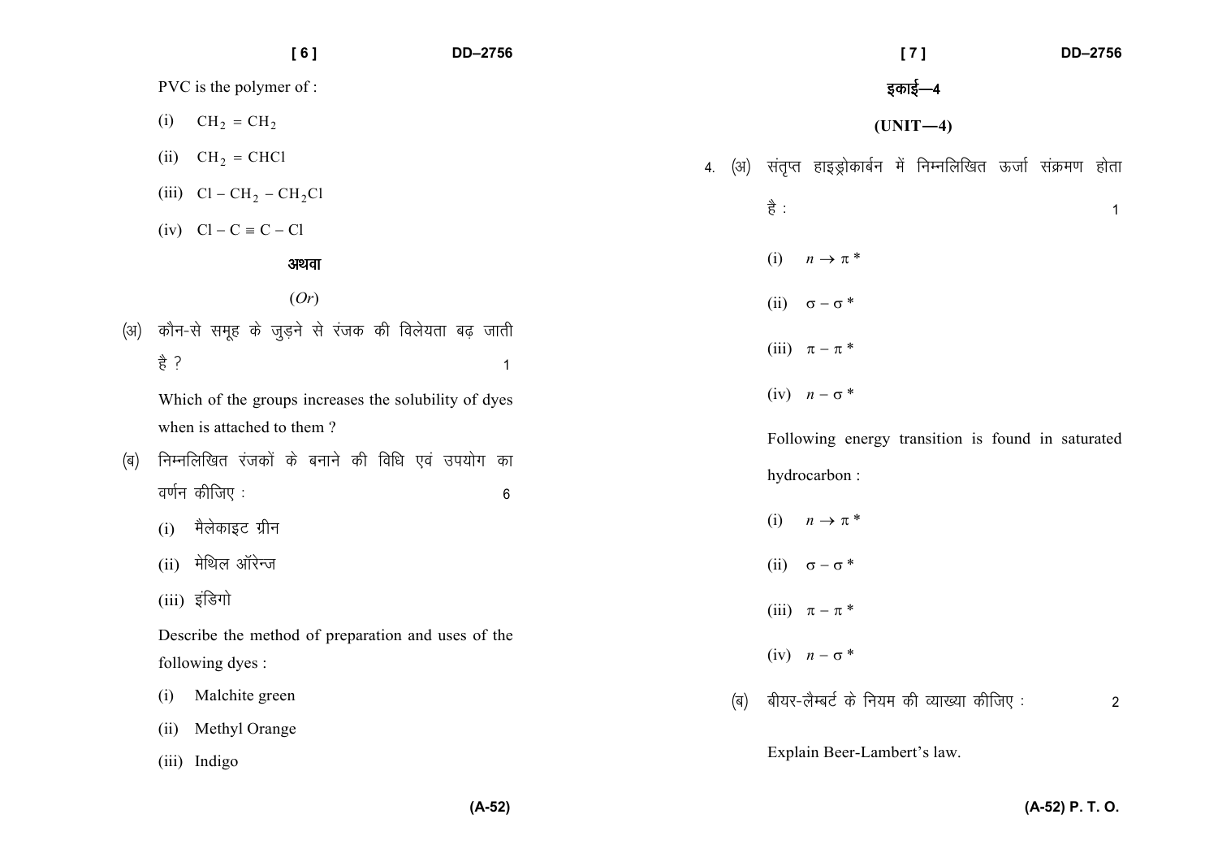PVC is the polymer of :

(i) $CH_2 = CH_2$

(ii) $CH_2 = CHCl$

(iii) $Cl - CH_2 - CH_2Cl$

(iv) $Cl - C \equiv C - Cl$

अथवा

(*Or*)

(अ) कौन-से समूह के जुड़ने से रंजक की विलेयता बढ़ जाती है ? 1

Which of the groups increases the solubility of dyes when is attached to them ?

(ब) निम्नलिखित रंजकों के बनाने की विधि एवं उपयोग का वर्णन कीजिए : 6

(i) मैलेकाइट ग्रीन

(ii) मेथिल ऑरेन्ज

(iii) इंडिगो

Describe the method of preparation and uses of the following dyes :

(i) Malchite green

(ii) Methyl Orange

(iii) Indigo

## इकाई—4

## (UNIT—4)

4. (अ) संतृप्त हाइड्रोकार्बन में निम्नलिखित ऊर्जा संक्रमण होता है : 1

(i) $n \rightarrow \pi^*$

(ii) $\sigma - \sigma^*$

(iii) $\pi - \pi^*$

(iv) $n - \sigma^*$

Following energy transition is found in saturated hydrocarbon :

(i) $n \rightarrow \pi^*$

(ii) $\sigma - \sigma^*$

(iii) $\pi - \pi^*$

(iv) $n - \sigma^*$

(ब) बीयर-लैम्बर्ट के नियम की व्याख्या कीजिए : 2

Explain Beer-Lambert's law.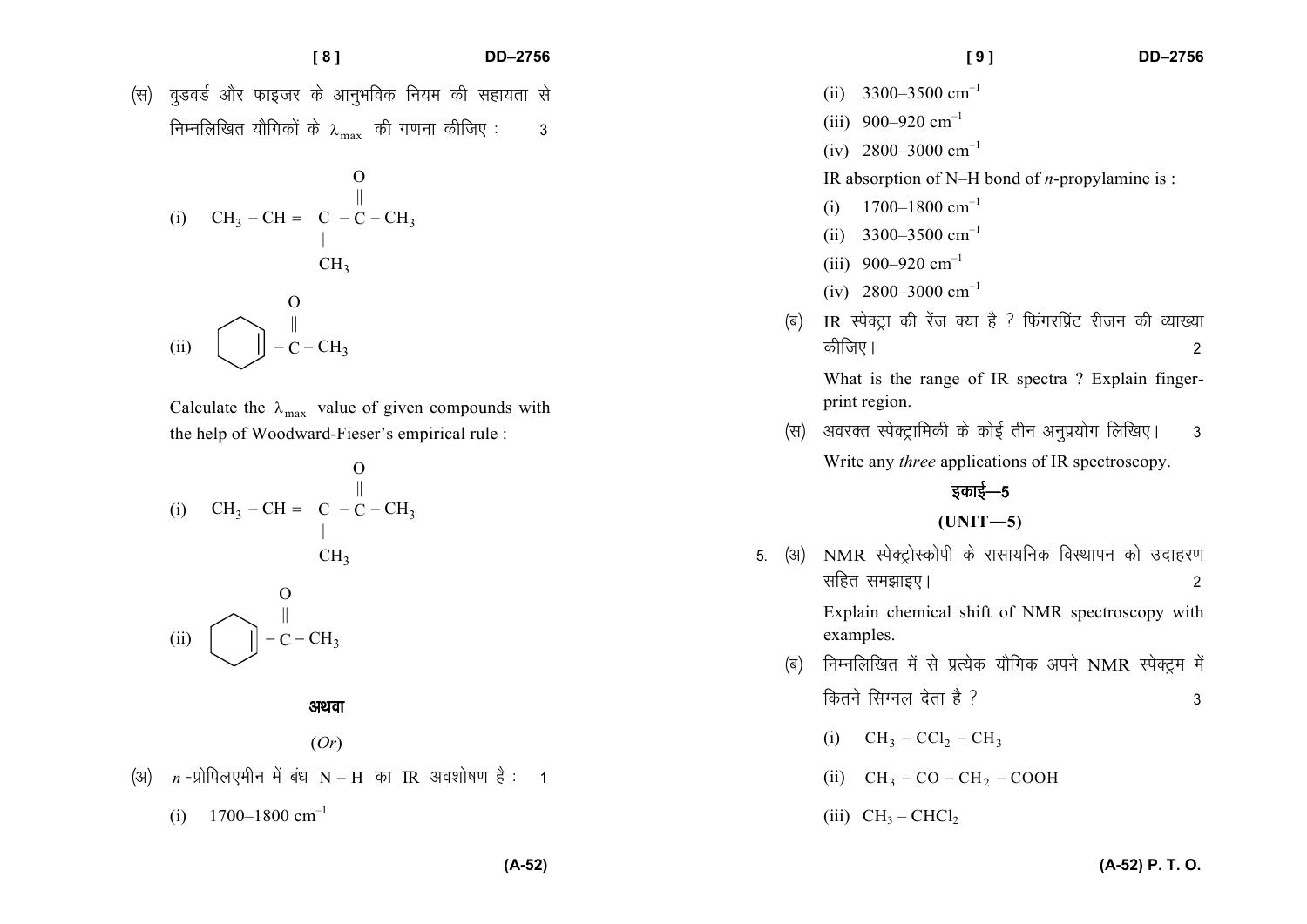(स) वुडवर्ड और फाइजर के आनुभविक नियम की सहायता से निम्नलिखित यौगिकों के $\lambda_{max}$ की गणना कीजिए : 3

(i) $CH_3 - CH = C(CH_3) - C(=O) - CH_3$

(ii) Cyclohexenyl $- C(=O) - CH_3$

Calculate the $\lambda_{max}$ value of given compounds with the help of Woodward-Fieser's empirical rule :

(i) $CH_3 - CH = C(CH_3) - C(=O) - CH_3$

(ii) Cyclohexenyl $- C(=O) - CH_3$

**अथवा**

(*Or*)

(अ) *n*-प्रोपिलएमीन में बंध N – H का IR अवशोषण है : 1

(i) 1700–1800 $cm^{-1}$

(ii) 3300–3500 $cm^{-1}$

(iii) 900–920 $cm^{-1}$

(iv) 2800–3000 $cm^{-1}$

IR absorption of N–H bond of *n*-propylamine is :

(i) 1700–1800 $cm^{-1}$

(ii) 3300–3500 $cm^{-1}$

(iii) 900–920 $cm^{-1}$

(iv) 2800–3000 $cm^{-1}$

(ब) IR स्पेक्ट्रा की रेंज क्या है ? फिंगरप्रिंट रीजन की व्याख्या कीजिए। 2

What is the range of IR spectra ? Explain finger-print region.

(स) अवरक्त स्पेक्ट्रामिकी के कोई तीन अनुप्रयोग लिखिए। 3

Write any *three* applications of IR spectroscopy.

## इकाई—5

## (UNIT—5)

5. (अ) NMR स्पेक्ट्रोस्कोपी के रासायनिक विस्थापन को उदाहरण सहित समझाइए। 2

Explain chemical shift of NMR spectroscopy with examples.

(ब) निम्नलिखित में से प्रत्येक यौगिक अपने NMR स्पेक्ट्रम में कितने सिग्नल देता है ? 3

(i) $CH_3 - CCl_2 - CH_3$

(ii) $CH_3 - CO - CH_2 - COOH$

(iii) $CH_3 - CHCl_2$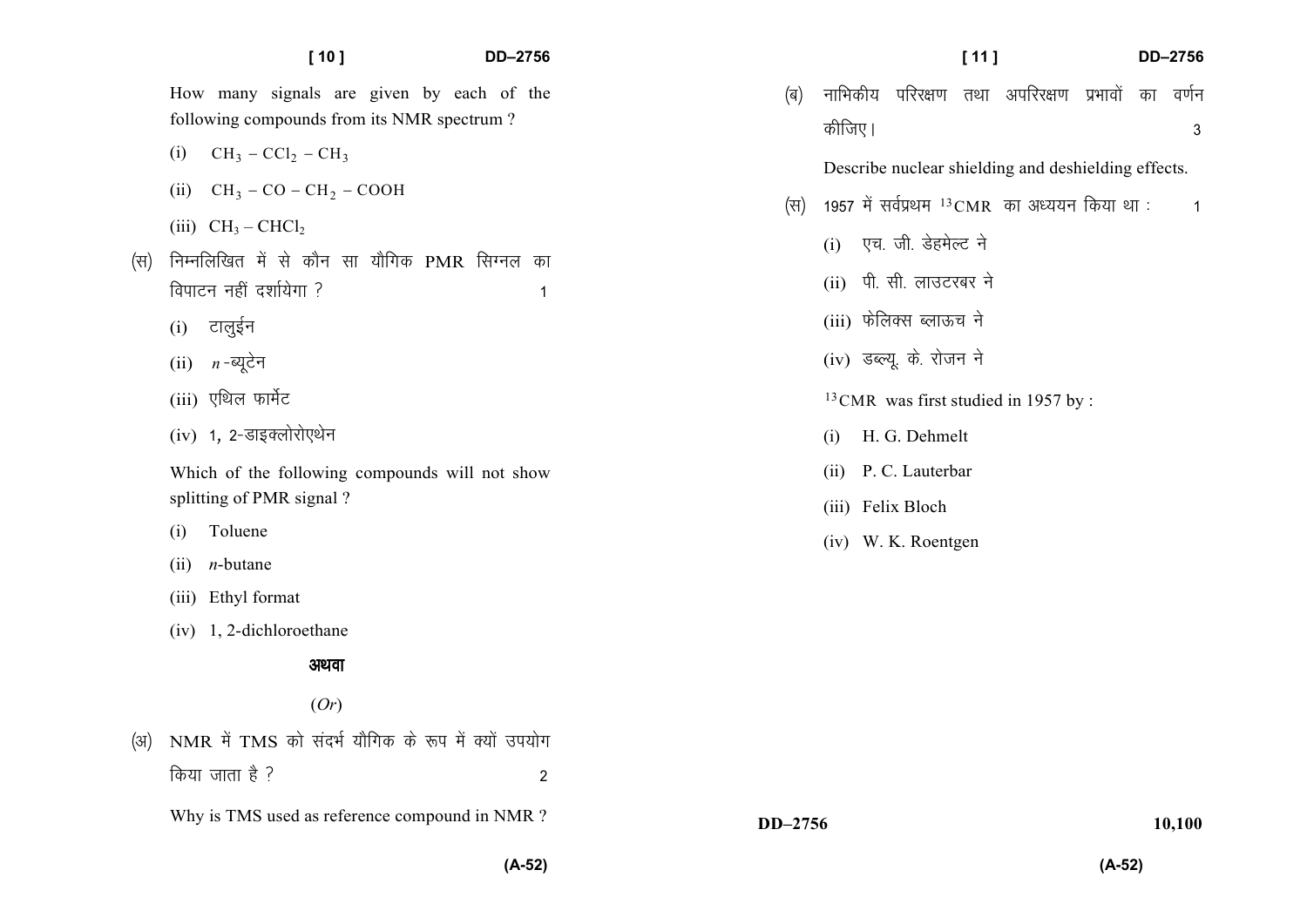How many signals are given by each of the following compounds from its NMR spectrum ?

(i) $CH_3 - CCl_2 - CH_3$

(ii) $CH_3 - CO - CH_2 - COOH$

(iii) $CH_3 - CHCl_2$

(स) निम्नलिखित में से कौन सा यौगिक PMR सिग्नल का विपाटन नहीं दर्शायेगा ? 1

(i) टालुईन

(ii) *n*-ब्यूटेन

(iii) एथिल फार्मेट

(iv) 1, 2-डाइक्लोरोएथेन

Which of the following compounds will not show splitting of PMR signal ?

(i) Toluene

(ii) *n*-butane

(iii) Ethyl format

(iv) 1, 2-dichloroethane

**अथवा**

(*Or*)

(अ) NMR में TMS को संदर्भ यौगिक के रूप में क्यों उपयोग किया जाता है ? 2

Why is TMS used as reference compound in NMR ?

(ब) नाभिकीय परिरक्षण तथा अपरिरक्षण प्रभावों का वर्णन कीजिए। 3

Describe nuclear shielding and deshielding effects.

(स) 1957 में सर्वप्रथम $^{13}CMR$ का अध्ययन किया था : 1

(i) एच. जी. डेहमेल्ट ने

(ii) पी. सी. लाउटरबर ने

(iii) फेलिक्स ब्लाऊच ने

(iv) डब्ल्यू. के. रोजन ने

$^{13}CMR$ was first studied in 1957 by :

(i) H. G. Dehmelt

(ii) P. C. Lauterbar

(iii) Felix Bloch

(iv) W. K. Roentgen

DD–2756 10,100